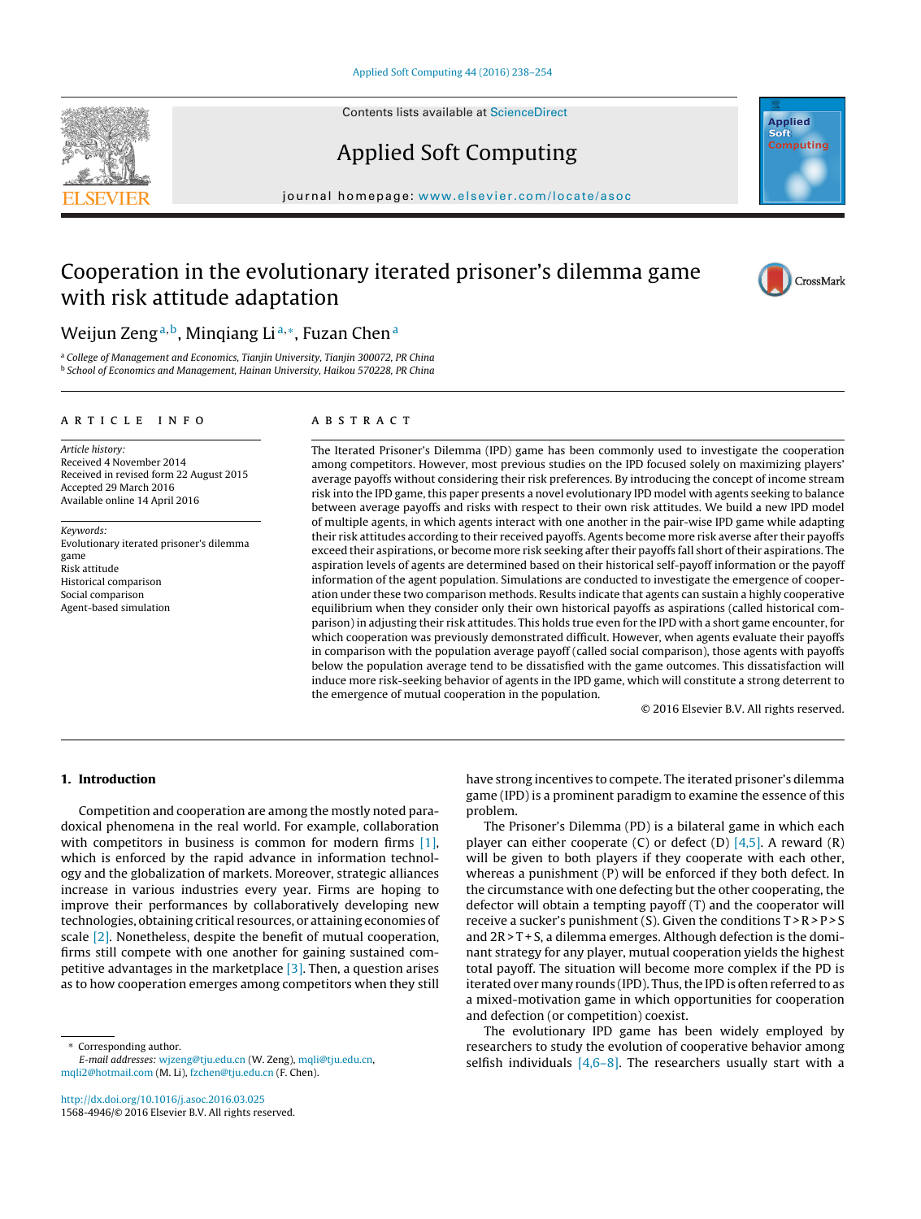# Cooperation in the evolutionary iterated prisoner's dilemma game with risk attitude adaptation

Weijun Zeng [a,b], Minqiang Li [a,*], Fuzan Chen [a]

[a] College of Management and Economics, Tianjin University, Tianjin 300072, PR China
[b] School of Economics and Management, Hainan University, Haikou 570228, PR China

## ARTICLE INFO

*Article history:*
Received 4 November 2014
Received in revised form 22 August 2015
Accepted 29 March 2016
Available online 14 April 2016

*Keywords:*
Evolutionary iterated prisoner's dilemma game
Risk attitude
Historical comparison
Social comparison
Agent-based simulation

## ABSTRACT

The Iterated Prisoner's Dilemma (IPD) game has been commonly used to investigate the cooperation among competitors. However, most previous studies on the IPD focused solely on maximizing players' average payoffs without considering their risk preferences. By introducing the concept of income stream risk into the IPD game, this paper presents a novel evolutionary IPD model with agents seeking to balance between average payoffs and risks with respect to their own risk attitudes. We build a new IPD model of multiple agents, in which agents interact with one another in the pair-wise IPD game while adapting their risk attitudes according to their received payoffs. Agents become more risk averse after their payoffs exceed their aspirations, or become more risk seeking after their payoffs fall short of their aspirations. The aspiration levels of agents are determined based on their historical self-payoff information or the payoff information of the agent population. Simulations are conducted to investigate the emergence of cooperation under these two comparison methods. Results indicate that agents can sustain a highly cooperative equilibrium when they consider only their own historical payoffs as aspirations (called historical comparison) in adjusting their risk attitudes. This holds true even for the IPD with a short game encounter, for which cooperation was previously demonstrated difficult. However, when agents evaluate their payoffs in comparison with the population average payoff (called social comparison), those agents with payoffs below the population average tend to be dissatisfied with the game outcomes. This dissatisfaction will induce more risk-seeking behavior of agents in the IPD game, which will constitute a strong deterrent to the emergence of mutual cooperation in the population.

© 2016 Elsevier B.V. All rights reserved.

## 1. Introduction

Competition and cooperation are among the mostly noted paradoxical phenomena in the real world. For example, collaboration with competitors in business is common for modern firms [1], which is enforced by the rapid advance in information technology and the globalization of markets. Moreover, strategic alliances increase in various industries every year. Firms are hoping to improve their performances by collaboratively developing new technologies, obtaining critical resources, or attaining economies of scale [2]. Nonetheless, despite the benefit of mutual cooperation, firms still compete with one another for gaining sustained competitive advantages in the marketplace [3]. Then, a question arises as to how cooperation emerges among competitors when they still have strong incentives to compete. The iterated prisoner's dilemma game (IPD) is a prominent paradigm to examine the essence of this problem.

The Prisoner's Dilemma (PD) is a bilateral game in which each player can either cooperate (C) or defect (D) [4,5]. A reward (R) will be given to both players if they cooperate with each other, whereas a punishment (P) will be enforced if they both defect. In the circumstance with one defecting but the other cooperating, the defector will obtain a tempting payoff (T) and the cooperator will receive a sucker's punishment (S). Given the conditions $T > R > P > S$ and $2R > T + S$, a dilemma emerges. Although defection is the dominant strategy for any player, mutual cooperation yields the highest total payoff. The situation will become more complex if the PD is iterated over many rounds (IPD). Thus, the IPD is often referred to as a mixed-motivation game in which opportunities for cooperation and defection (or competition) coexist.

The evolutionary IPD game has been widely employed by researchers to study the evolution of cooperative behavior among selfish individuals [4,6–8]. The researchers usually start with a

---

* Corresponding author.
E-mail addresses: wjzeng@tju.edu.cn (W. Zeng), mqli@tju.edu.cn, mqli2@hotmail.com (M. Li), fzchen@tju.edu.cn (F. Chen).

http://dx.doi.org/10.1016/j.asoc.2016.03.025
1568-4946/© 2016 Elsevier B.V. All rights reserved.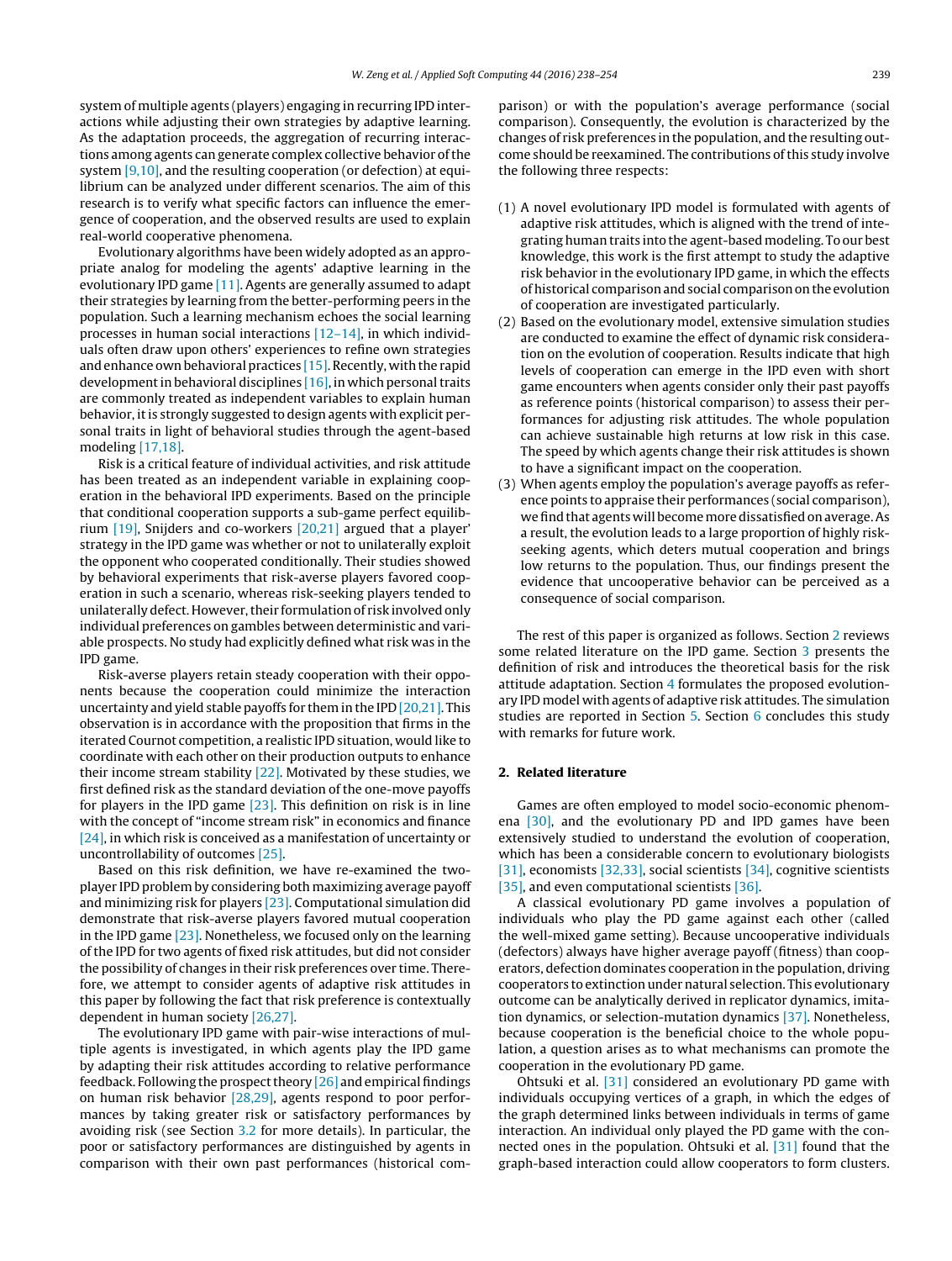system of multiple agents (players) engaging in recurring IPD interactions while adjusting their own strategies by adaptive learning. As the adaptation proceeds, the aggregation of recurring interactions among agents can generate complex collective behavior of the system [9,10], and the resulting cooperation (or defection) at equilibrium can be analyzed under different scenarios. The aim of this research is to verify what specific factors can influence the emergence of cooperation, and the observed results are used to explain real-world cooperative phenomena.

Evolutionary algorithms have been widely adopted as an appropriate analog for modeling the agents' adaptive learning in the evolutionary IPD game [11]. Agents are generally assumed to adapt their strategies by learning from the better-performing peers in the population. Such a learning mechanism echoes the social learning processes in human social interactions [12–14], in which individuals often draw upon others' experiences to refine own strategies and enhance own behavioral practices [15]. Recently, with the rapid development in behavioral disciplines [16], in which personal traits are commonly treated as independent variables to explain human behavior, it is strongly suggested to design agents with explicit personal traits in light of behavioral studies through the agent-based modeling [17,18].

Risk is a critical feature of individual activities, and risk attitude has been treated as an independent variable in explaining cooperation in the behavioral IPD experiments. Based on the principle that conditional cooperation supports a sub-game perfect equilibrium [19], Snijders and co-workers [20,21] argued that a player' strategy in the IPD game was whether or not to unilaterally exploit the opponent who cooperated conditionally. Their studies showed by behavioral experiments that risk-averse players favored cooperation in such a scenario, whereas risk-seeking players tended to unilaterally defect. However, their formulation of risk involved only individual preferences on gambles between deterministic and variable prospects. No study had explicitly defined what risk was in the IPD game.

Risk-averse players retain steady cooperation with their opponents because the cooperation could minimize the interaction uncertainty and yield stable payoffs for them in the IPD [20,21]. This observation is in accordance with the proposition that firms in the iterated Cournot competition, a realistic IPD situation, would like to coordinate with each other on their production outputs to enhance their income stream stability [22]. Motivated by these studies, we first defined risk as the standard deviation of the one-move payoffs for players in the IPD game [23]. This definition on risk is in line with the concept of "income stream risk" in economics and finance [24], in which risk is conceived as a manifestation of uncertainty or uncontrollability of outcomes [25].

Based on this risk definition, we have re-examined the two-player IPD problem by considering both maximizing average payoff and minimizing risk for players [23]. Computational simulation did demonstrate that risk-averse players favored mutual cooperation in the IPD game [23]. Nonetheless, we focused only on the learning of the IPD for two agents of fixed risk attitudes, but did not consider the possibility of changes in their risk preferences over time. Therefore, we attempt to consider agents of adaptive risk attitudes in this paper by following the fact that risk preference is contextually dependent in human society [26,27].

The evolutionary IPD game with pair-wise interactions of multiple agents is investigated, in which agents play the IPD game by adapting their risk attitudes according to relative performance feedback. Following the prospect theory [26] and empirical findings on human risk behavior [28,29], agents respond to poor performances by taking greater risk or satisfactory performances by avoiding risk (see Section 3.2 for more details). In particular, the poor or satisfactory performances are distinguished by agents in comparison with their own past performances (historical comparison) or with the population's average performance (social comparison). Consequently, the evolution is characterized by the changes of risk preferences in the population, and the resulting outcome should be reexamined. The contributions of this study involve the following three respects:

(1) A novel evolutionary IPD model is formulated with agents of adaptive risk attitudes, which is aligned with the trend of integrating human traits into the agent-based modeling. To our best knowledge, this work is the first attempt to study the adaptive risk behavior in the evolutionary IPD game, in which the effects of historical comparison and social comparison on the evolution of cooperation are investigated particularly.
(2) Based on the evolutionary model, extensive simulation studies are conducted to examine the effect of dynamic risk consideration on the evolution of cooperation. Results indicate that high levels of cooperation can emerge in the IPD even with short game encounters when agents consider only their past payoffs as reference points (historical comparison) to assess their performances for adjusting risk attitudes. The whole population can achieve sustainable high returns at low risk in this case. The speed by which agents change their risk attitudes is shown to have a significant impact on the cooperation.
(3) When agents employ the population's average payoffs as reference points to appraise their performances (social comparison), we find that agents will become more dissatisfied on average. As a result, the evolution leads to a large proportion of highly risk-seeking agents, which deters mutual cooperation and brings low returns to the population. Thus, our findings present the evidence that uncooperative behavior can be perceived as a consequence of social comparison.

The rest of this paper is organized as follows. Section 2 reviews some related literature on the IPD game. Section 3 presents the definition of risk and introduces the theoretical basis for the risk attitude adaptation. Section 4 formulates the proposed evolutionary IPD model with agents of adaptive risk attitudes. The simulation studies are reported in Section 5. Section 6 concludes this study with remarks for future work.

## 2. Related literature

Games are often employed to model socio-economic phenomena [30], and the evolutionary PD and IPD games have been extensively studied to understand the evolution of cooperation, which has been a considerable concern to evolutionary biologists [31], economists [32,33], social scientists [34], cognitive scientists [35], and even computational scientists [36].

A classical evolutionary PD game involves a population of individuals who play the PD game against each other (called the well-mixed game setting). Because uncooperative individuals (defectors) always have higher average payoff (fitness) than cooperators, defection dominates cooperation in the population, driving cooperators to extinction under natural selection. This evolutionary outcome can be analytically derived in replicator dynamics, imitation dynamics, or selection-mutation dynamics [37]. Nonetheless, because cooperation is the beneficial choice to the whole population, a question arises as to what mechanisms can promote the cooperation in the evolutionary PD game.

Ohtsuki et al. [31] considered an evolutionary PD game with individuals occupying vertices of a graph, in which the edges of the graph determined links between individuals in terms of game interaction. An individual only played the PD game with the connected ones in the population. Ohtsuki et al. [31] found that the graph-based interaction could allow cooperators to form clusters.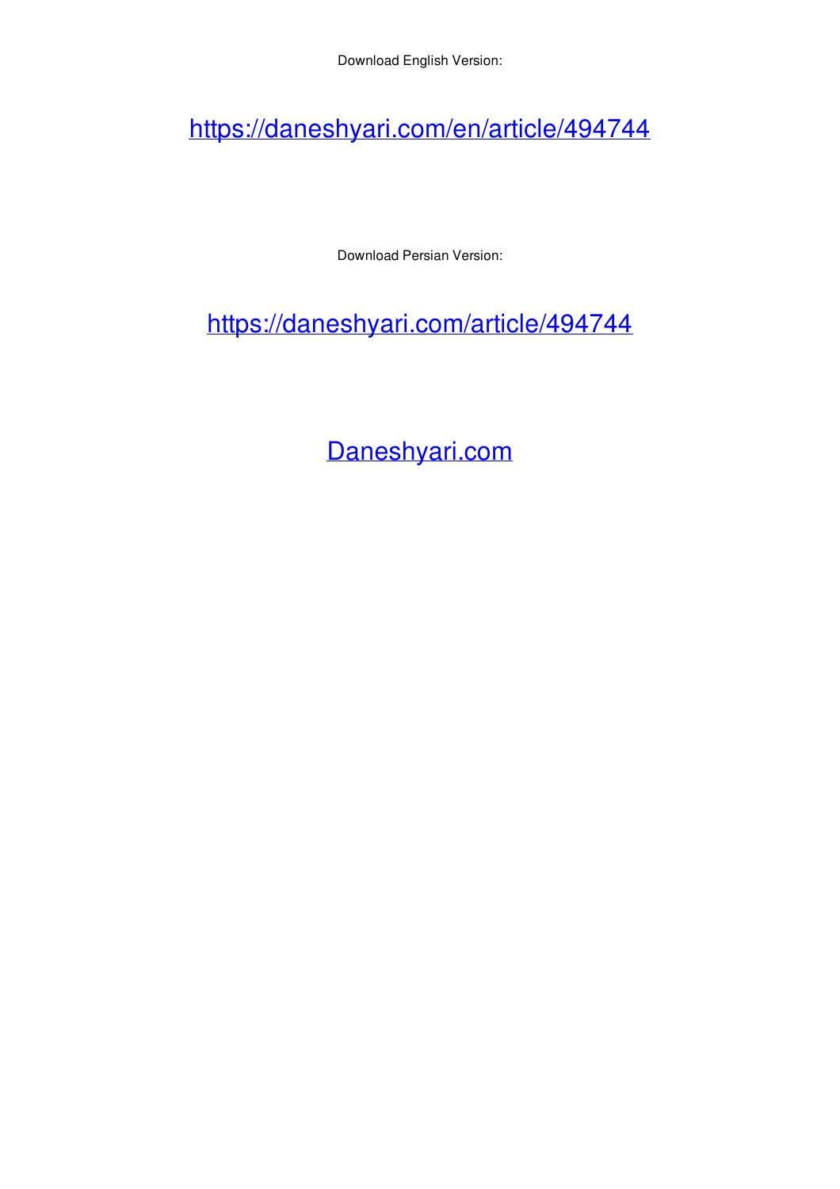Download English Version:

[https://daneshyari.com/en/article/494744](https://daneshyari.com/en/article/494744)

Download Persian Version:

[https://daneshyari.com/article/494744](https://daneshyari.com/article/494744)

[Daneshyari.com](https://daneshyari.com)